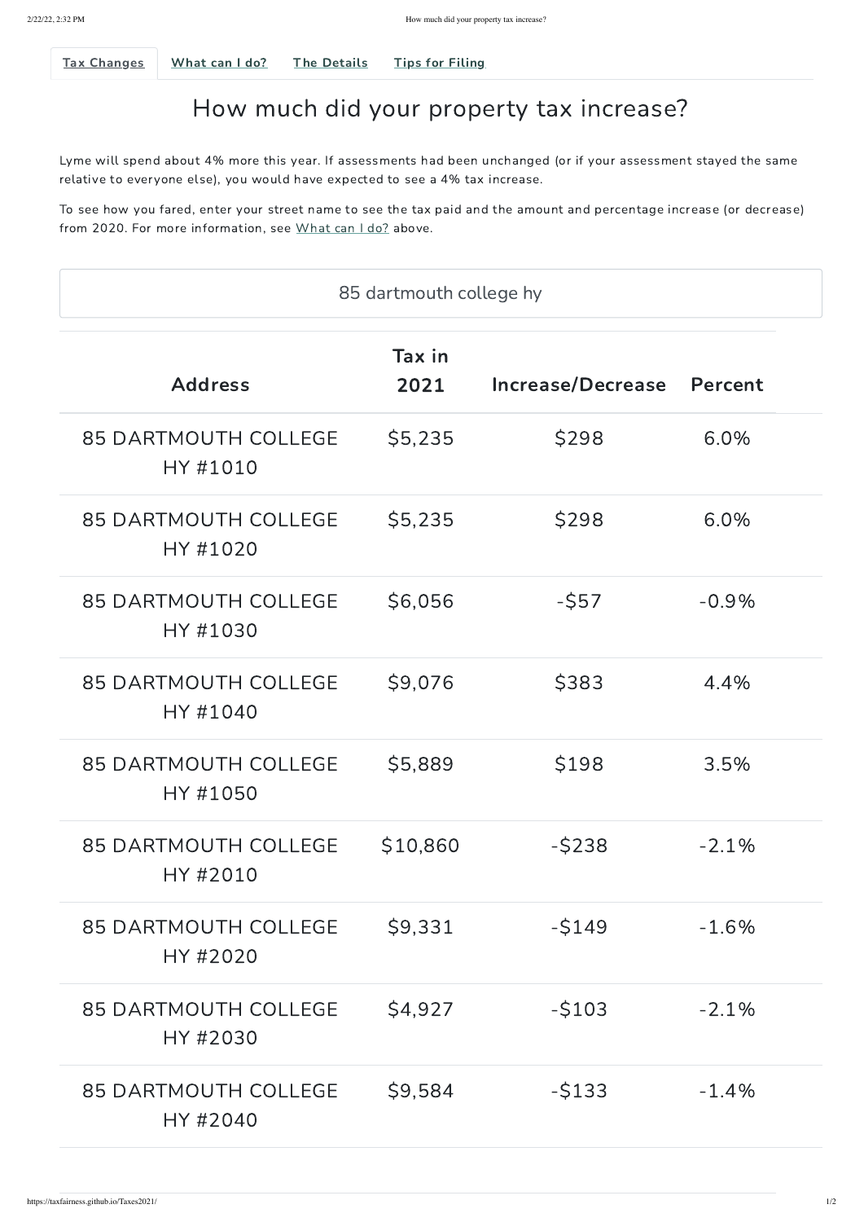Tax Changes | What can I do? | The Details | Tips for Filing

# How much did your property tax increase?

Lyme will spend about 4% more this year. If assessments had been unchanged (or if your assessment stayed the same relative to everyone else), you would have expected to see a 4% tax increase.

To see how you fared, enter your street name to see the tax paid and the amount and percentage increase (or decrease) from 2020. For more information, see What can I do? above.

85 dartmouth college hy

| Address | Tax in 2021 | Increase/Decrease | Percent |
|---|---|---|---|
| 85 DARTMOUTH COLLEGE HY #1010 | $5,235 | $298 | 6.0% |
| 85 DARTMOUTH COLLEGE HY #1020 | $5,235 | $298 | 6.0% |
| 85 DARTMOUTH COLLEGE HY #1030 | $6,056 | -$57 | -0.9% |
| 85 DARTMOUTH COLLEGE HY #1040 | $9,076 | $383 | 4.4% |
| 85 DARTMOUTH COLLEGE HY #1050 | $5,889 | $198 | 3.5% |
| 85 DARTMOUTH COLLEGE HY #2010 | $10,860 | -$238 | -2.1% |
| 85 DARTMOUTH COLLEGE HY #2020 | $9,331 | -$149 | -1.6% |
| 85 DARTMOUTH COLLEGE HY #2030 | $4,927 | -$103 | -2.1% |
| 85 DARTMOUTH COLLEGE HY #2040 | $9,584 | -$133 | -1.4% |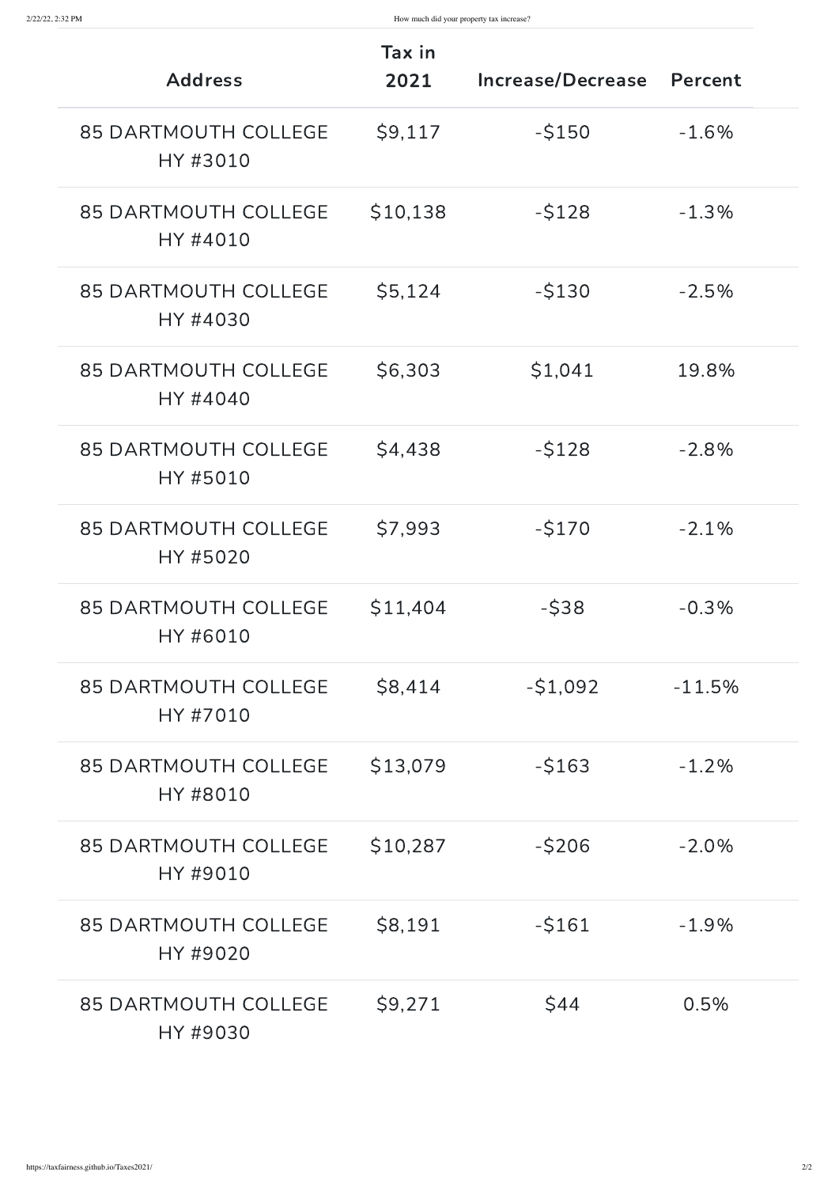| Address | Tax in 2021 | Increase/Decrease | Percent |
| --- | --- | --- | --- |
| 85 DARTMOUTH COLLEGE HY #3010 | $9,117 | -$150 | -1.6% |
| 85 DARTMOUTH COLLEGE HY #4010 | $10,138 | -$128 | -1.3% |
| 85 DARTMOUTH COLLEGE HY #4030 | $5,124 | -$130 | -2.5% |
| 85 DARTMOUTH COLLEGE HY #4040 | $6,303 | $1,041 | 19.8% |
| 85 DARTMOUTH COLLEGE HY #5010 | $4,438 | -$128 | -2.8% |
| 85 DARTMOUTH COLLEGE HY #5020 | $7,993 | -$170 | -2.1% |
| 85 DARTMOUTH COLLEGE HY #6010 | $11,404 | -$38 | -0.3% |
| 85 DARTMOUTH COLLEGE HY #7010 | $8,414 | -$1,092 | -11.5% |
| 85 DARTMOUTH COLLEGE HY #8010 | $13,079 | -$163 | -1.2% |
| 85 DARTMOUTH COLLEGE HY #9010 | $10,287 | -$206 | -2.0% |
| 85 DARTMOUTH COLLEGE HY #9020 | $8,191 | -$161 | -1.9% |
| 85 DARTMOUTH COLLEGE HY #9030 | $9,271 | $44 | 0.5% |